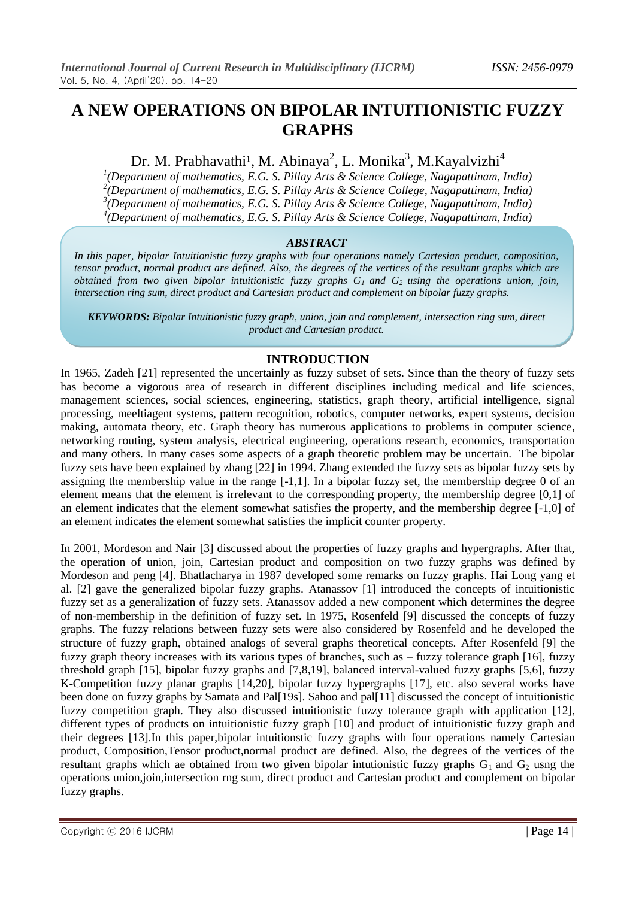# A NEW OPERATIONS ON BIPOLAR INTUITIONISTIC FUZZY GRAPHS

Dr. M. Prabhavathi[1], M. Abinaya[2], L. Monika[3], M.Kayalvizhi[4]

[1](Department of mathematics, E.G. S. Pillay Arts & Science College, Nagapattinam, India)
[2](Department of mathematics, E.G. S. Pillay Arts & Science College, Nagapattinam, India)
[3](Department of mathematics, E.G. S. Pillay Arts & Science College, Nagapattinam, India)
[4](Department of mathematics, E.G. S. Pillay Arts & Science College, Nagapattinam, India)

### *ABSTRACT*

*In this paper, bipolar Intuitionistic fuzzy graphs with four operations namely Cartesian product, composition, tensor product, normal product are defined. Also, the degrees of the vertices of the resultant graphs which are obtained from two given bipolar intuitionistic fuzzy graphs $G_1$ and $G_2$ using the operations union, join, intersection ring sum, direct product and Cartesian product and complement on bipolar fuzzy graphs.*

***KEYWORDS:*** *Bipolar Intuitionistic fuzzy graph, union, join and complement, intersection ring sum, direct product and Cartesian product.*

## INTRODUCTION

In 1965, Zadeh [21] represented the uncertainly as fuzzy subset of sets. Since than the theory of fuzzy sets has become a vigorous area of research in different disciplines including medical and life sciences, management sciences, social sciences, engineering, statistics, graph theory, artificial intelligence, signal processing, meeltiagent systems, pattern recognition, robotics, computer networks, expert systems, decision making, automata theory, etc. Graph theory has numerous applications to problems in computer science, networking routing, system analysis, electrical engineering, operations research, economics, transportation and many others. In many cases some aspects of a graph theoretic problem may be uncertain. The bipolar fuzzy sets have been explained by zhang [22] in 1994. Zhang extended the fuzzy sets as bipolar fuzzy sets by assigning the membership value in the range [-1,1]. In a bipolar fuzzy set, the membership degree 0 of an element means that the element is irrelevant to the corresponding property, the membership degree [0,1] of an element indicates that the element somewhat satisfies the property, and the membership degree [-1,0] of an element indicates the element somewhat satisfies the implicit counter property.

In 2001, Mordeson and Nair [3] discussed about the properties of fuzzy graphs and hypergraphs. After that, the operation of union, join, Cartesian product and composition on two fuzzy graphs was defined by Mordeson and peng [4]. Bhatlacharya in 1987 developed some remarks on fuzzy graphs. Hai Long yang et al. [2] gave the generalized bipolar fuzzy graphs. Atanassov [1] introduced the concepts of intuitionistic fuzzy set as a generalization of fuzzy sets. Atanassov added a new component which determines the degree of non-membership in the definition of fuzzy set. In 1975, Rosenfeld [9] discussed the concepts of fuzzy graphs. The fuzzy relations between fuzzy sets were also considered by Rosenfeld and he developed the structure of fuzzy graph, obtained analogs of several graphs theoretical concepts. After Rosenfeld [9] the fuzzy graph theory increases with its various types of branches, such as – fuzzy tolerance graph [16], fuzzy threshold graph [15], bipolar fuzzy graphs and [7,8,19], balanced interval-valued fuzzy graphs [5,6], fuzzy K-Competition fuzzy planar graphs [14,20], bipolar fuzzy hypergraphs [17], etc. also several works have been done on fuzzy graphs by Samata and Pal[19s]. Sahoo and pal[11] discussed the concept of intuitionistic fuzzy competition graph. They also discussed intuitionistic fuzzy tolerance graph with application [12], different types of products on intuitionistic fuzzy graph [10] and product of intuitionistic fuzzy graph and their degrees [13].In this paper,bipolar intuitionstic fuzzy graphs with four operations namely Cartesian product, Composition,Tensor product,normal product are defined. Also, the degrees of the vertices of the resultant graphs which ae obtained from two given bipolar intutionistic fuzzy graphs $G_1$ and $G_2$ usng the operations union,join,intersection rng sum, direct product and Cartesian product and complement on bipolar fuzzy graphs.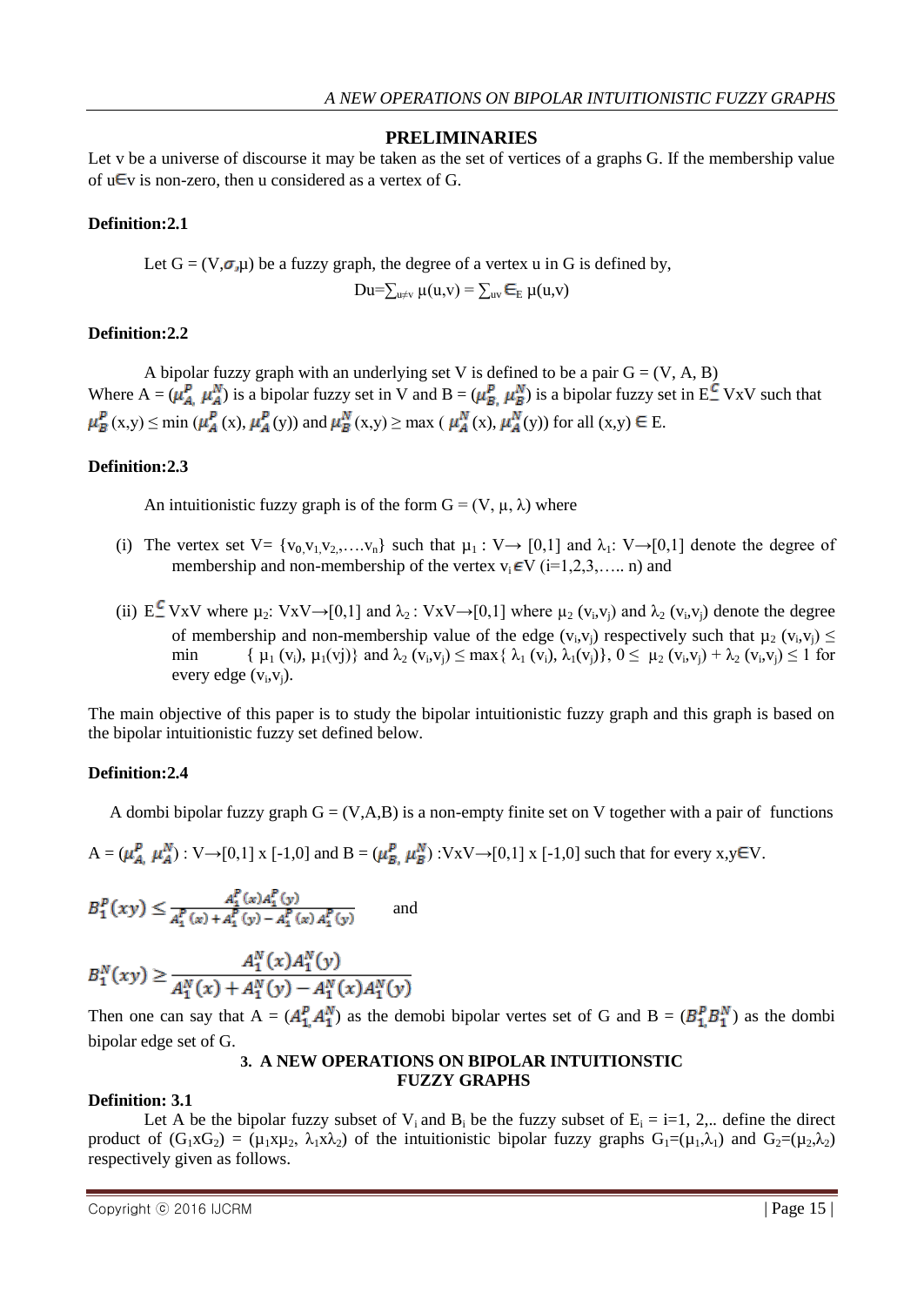## PRELIMINARIES

Let v be a universe of discourse it may be taken as the set of vertices of a graphs G. If the membership value of u∈v is non-zero, then u considered as a vertex of G.

**Definition:2.1**

Let G = (V,$\sigma$,μ) be a fuzzy graph, the degree of a vertex u in G is defined by,

$$Du=\sum_{u\neq v} \mu(u,v) = \sum_{uv \in E} \mu(u,v)$$

**Definition:2.2**

A bipolar fuzzy graph with an underlying set V is defined to be a pair G = (V, A, B) Where A = ($\mu_A^P, \mu_A^N$) is a bipolar fuzzy set in V and B = ($\mu_B^P, \mu_B^N$) is a bipolar fuzzy set in E$\subseteq$ VxV such that $\mu_B^P$ (x,y) ≤ min ($\mu_A^P$ (x), $\mu_A^P$ (y)) and $\mu_B^N$ (x,y) ≥ max ( $\mu_A^N$ (x), $\mu_A^N$ (y)) for all (x,y) ∈ E.

**Definition:2.3**

An intuitionistic fuzzy graph is of the form G = (V, μ, λ) where

(i) The vertex set V= {$v_0, v_1, v_2, \ldots, v_n$} such that $\mu_1$ : V→ [0,1] and $\lambda_1$: V→[0,1] denote the degree of membership and non-membership of the vertex $v_i \in V$ (i=1,2,3,….. n) and

(ii) E$\subseteq$ VxV where $\mu_2$: VxV→[0,1] and $\lambda_2$ : VxV→[0,1] where $\mu_2$ ($v_i,v_j$) and $\lambda_2$ ($v_i,v_j$) denote the degree of membership and non-membership value of the edge ($v_i,v_j$) respectively such that $\mu_2$ ($v_i,v_j$) ≤ min { $\mu_1$ ($v_i$), $\mu_1$($v_j$)} and $\lambda_2$ ($v_i,v_j$) ≤ max{ $\lambda_1$ ($v_i$), $\lambda_1$($v_j$)}, 0 ≤ $\mu_2$ ($v_i,v_j$) + $\lambda_2$ ($v_i,v_j$) ≤ 1 for every edge ($v_i,v_j$).

The main objective of this paper is to study the bipolar intuitionistic fuzzy graph and this graph is based on the bipolar intuitionistic fuzzy set defined below.

**Definition:2.4**

A dombi bipolar fuzzy graph G = (V,A,B) is a non-empty finite set on V together with a pair of functions

A = ($\mu_A^P, \mu_A^N$) : V→[0,1] x [-1,0] and B = ($\mu_B^P, \mu_B^N$) :VxV→[0,1] x [-1,0] such that for every x,y∈V.

$$B_1^P(xy) \leq \frac{A_1^P(x)A_1^P(y)}{A_1^P(x)+A_1^P(y)-A_1^P(x)A_1^P(y)} \quad \text{and}$$

$$B_1^N(xy) \geq \frac{A_1^N(x)A_1^N(y)}{A_1^N(x)+A_1^N(y)-A_1^N(x)A_1^N(y)}$$

Then one can say that A = ($A_1^P, A_1^N$) as the demobi bipolar vertes set of G and B = ($B_1^P B_1^N$) as the dombi bipolar edge set of G.

## 3. A NEW OPERATIONS ON BIPOLAR INTUITIONSTIC FUZZY GRAPHS

**Definition: 3.1**

Let A be the bipolar fuzzy subset of $V_i$ and $B_i$ be the fuzzy subset of $E_i$ = i=1, 2,.. define the direct product of ($G_1$x$G_2$) = ($\mu_1$x$\mu_2$, $\lambda_1$x$\lambda_2$) of the intuitionistic bipolar fuzzy graphs $G_1$=($\mu_1$,$\lambda_1$) and $G_2$=($\mu_2$,$\lambda_2$) respectively given as follows.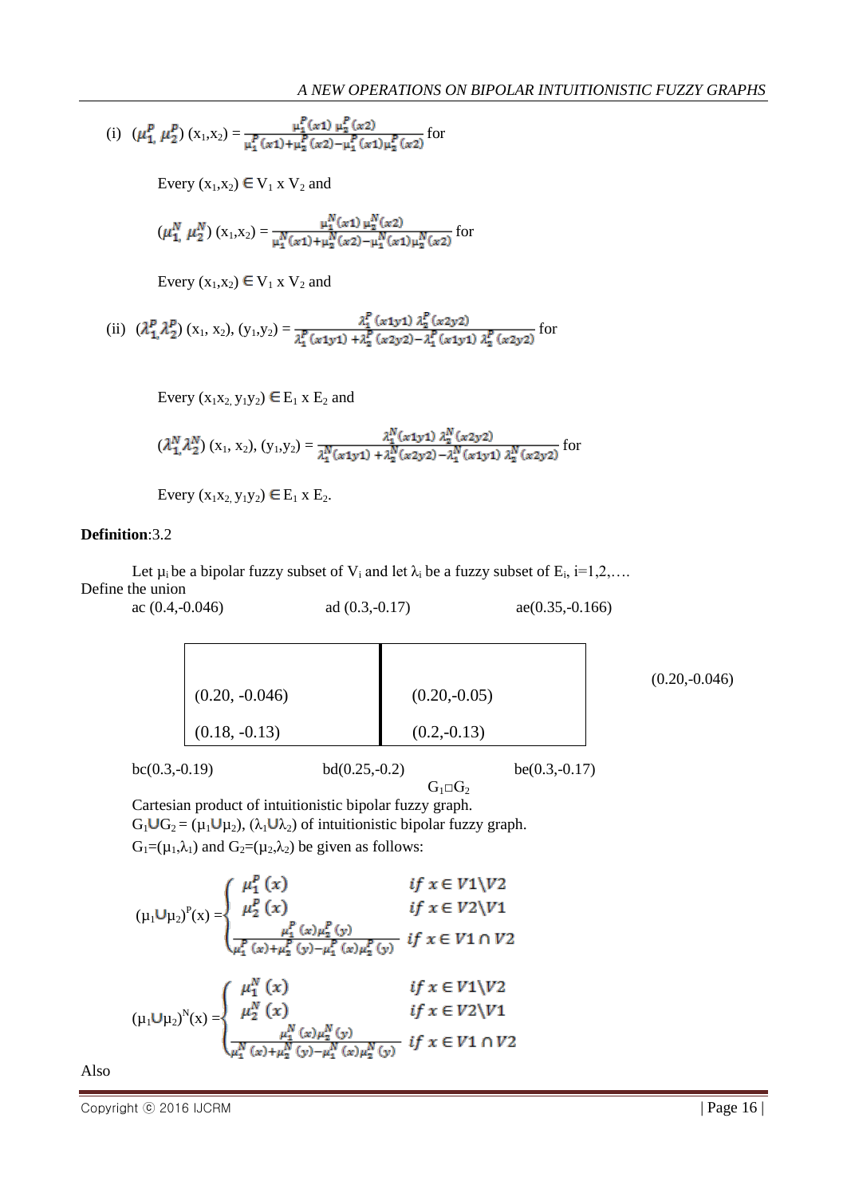(i) $(\mu_1^P, \mu_2^P)$ $(x_1,x_2) = \frac{\mu_1^P(x1)\ \mu_2^P(x2)}{\mu_1^P(x1)+\mu_2^P(x2)-\mu_1^P(x1)\mu_2^P(x2)}$ for

Every $(x_1,x_2) \in V_1 \times V_2$ and

$(\mu_1^N, \mu_2^N)$ $(x_1,x_2) = \frac{\mu_1^N(x1)\ \mu_2^N(x2)}{\mu_1^N(x1)+\mu_2^N(x2)-\mu_1^N(x1)\mu_2^N(x2)}$ for

Every $(x_1,x_2) \in V_1 \times V_2$ and

(ii) $(\lambda_1^P, \lambda_2^P)$ $(x_1, x_2), (y_1,y_2) = \frac{\lambda_1^P(x1y1)\ \lambda_2^P(x2y2)}{\lambda_1^P(x1y1)+\lambda_2^P(x2y2)-\lambda_1^P(x1y1)\ \lambda_2^P(x2y2)}$ for

Every $(x_1x_2, y_1y_2) \in E_1 \times E_2$ and

$(\lambda_1^N\lambda_2^N)$ $(x_1, x_2), (y_1,y_2) = \frac{\lambda_1^N(x1y1)\ \lambda_2^N(x2y2)}{\lambda_1^N(x1y1)+\lambda_2^N(x2y2)-\lambda_1^N(x1y1)\ \lambda_2^N(x2y2)}$ for

Every $(x_1x_2, y_1y_2) \in E_1 \times E_2$.

**Definition**:3.2

Let $\mu_i$ be a bipolar fuzzy subset of $V_i$ and let $\lambda_i$ be a fuzzy subset of $E_i$, i=1,2,….
Define the union

ac (0.4,-0.046) ad (0.3,-0.17) ae(0.35,-0.166)

| (0.20, -0.046) | (0.20,-0.05) |
|---|---|
| (0.18, -0.13) | (0.2,-0.13) |

(0.20,-0.046)

bc(0.3,-0.19) bd(0.25,-0.2) be(0.3,-0.17)

$G_1 \square G_2$

Cartesian product of intuitionistic bipolar fuzzy graph.

$G_1 \cup G_2 = (\mu_1 \cup \mu_2), (\lambda_1 \cup \lambda_2)$ of intuitionistic bipolar fuzzy graph.

$G_1=(\mu_1,\lambda_1)$ and $G_2=(\mu_2,\lambda_2)$ be given as follows:

$$(\mu_1 \cup \mu_2)^P(x) = \begin{cases} \mu_1^P(x) & \text{if } x \in V1 \backslash V2 \\ \mu_2^P(x) & \text{if } x \in V2 \backslash V1 \\ \frac{\mu_1^P(x)\mu_2^P(y)}{\mu_1^P(x)+\mu_2^P(y)-\mu_1^P(x)\mu_2^P(y)} & \text{if } x \in V1 \cap V2 \end{cases}$$

$$(\mu_1 \cup \mu_2)^N(x) = \begin{cases} \mu_1^N(x) & \text{if } x \in V1 \backslash V2 \\ \mu_2^N(x) & \text{if } x \in V2 \backslash V1 \\ \frac{\mu_1^N(x)\mu_2^N(y)}{\mu_1^N(x)+\mu_2^N(y)-\mu_1^N(x)\mu_2^N(y)} & \text{if } x \in V1 \cap V2 \end{cases}$$

Also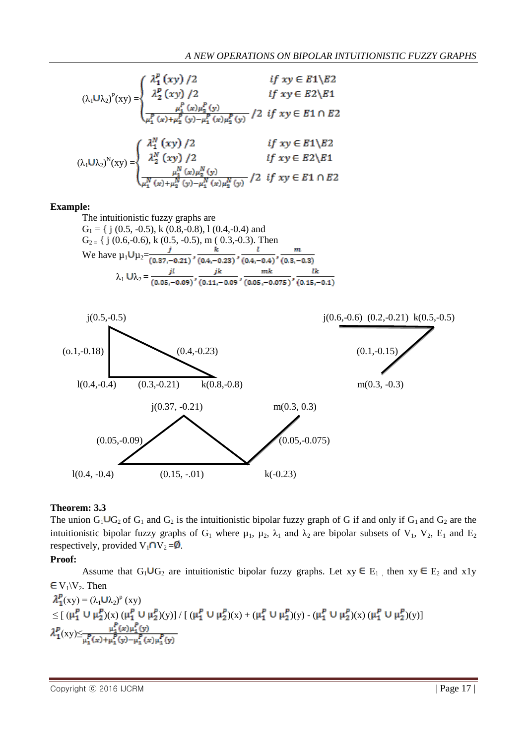$$(\lambda_1 \cup \lambda_2)^P(xy) = \begin{cases} \lambda_1^P(xy)/2 & \text{if } xy \in E1\backslash E2 \\ \lambda_2^P(xy)/2 & \text{if } xy \in E2\backslash E1 \\ \dfrac{\mu_1^P(x)\mu_2^P(y)}{\mu_1^P(x)+\mu_2^P(y)-\mu_1^P(x)\mu_2^P(y)}/2 & \text{if } xy \in E1 \cap E2 \end{cases}$$

$$(\lambda_1 \cup \lambda_2)^N(xy) = \begin{cases} \lambda_1^N(xy)/2 & \text{if } xy \in E1\backslash E2 \\ \lambda_2^N(xy)/2 & \text{if } xy \in E2\backslash E1 \\ \dfrac{\mu_1^N(x)\mu_2^N(y)}{\mu_1^N(x)+\mu_2^N(y)-\mu_1^N(x)\mu_2^N(y)}/2 & \text{if } xy \in E1 \cap E2 \end{cases}$$

**Example:**

The intuitionistic fuzzy graphs are

$G_1 = \{$ j (0.5, -0.5), k (0.8,-0.8), l (0.4,-0.4) and

$G_2 = \{$ j (0.6,-0.6), k (0.5, -0.5), m ( 0.3,-0.3). Then

We have $\mu_1 \cup \mu_2 = \frac{j}{(0.37,-0.21)}, \frac{k}{(0.4,-0.23)}, \frac{l}{(0.4,-0.4)}, \frac{m}{(0.3,-0.3)}$

$\lambda_1 \cup \lambda_2 = \frac{jl}{(0.05,-0.09)}, \frac{jk}{(0.11,-0.09}, \frac{mk}{(0.05,-0.075)}, \frac{lk}{(0.15,-0.1)}$

j(0.5,-0.5)  (o.1,-0.18)  (0.4,-0.23)  l(0.4,-0.4)  (0.3,-0.21)  k(0.8,-0.8)

j(0.6,-0.6)  (0.2,-0.21)  k(0.5,-0.5)  (0.1,-0.15)  m(0.3, -0.3)

j(0.37, -0.21)  m(0.3, 0.3)  (0.05,-0.09)  (0.05,-0.075)  l(0.4, -0.4)  (0.15, -.01)  k(-0.23)

**Theorem: 3.3**

The union $G_1 \cup G_2$ of $G_1$ and $G_2$ is the intuitionistic bipolar fuzzy graph of G if and only if $G_1$ and $G_2$ are the intuitionistic bipolar fuzzy graphs of $G_1$ where $\mu_1$, $\mu_2$, $\lambda_1$ and $\lambda_2$ are bipolar subsets of $V_1$, $V_2$, $E_1$ and $E_2$ respectively, provided $V_1 \cap V_2 = \emptyset$.

**Proof:**

Assume that $G_1 \cup G_2$ are intuitionistic bipolar fuzzy graphs. Let $xy \in E_1$ , then $xy \in E_2$ and x1y $\in V_1 \backslash V_2$. Then

$\lambda_1^P(xy) = (\lambda_1 \cup \lambda_2)^p(xy)$

$\leq [(\mu_1^P \cup \mu_2^P)(x)(\mu_1^P \cup \mu_2^P)(y)] / [(\mu_1^P \cup \mu_2^P)(x) + (\mu_1^P \cup \mu_2^P)(y) - (\mu_1^P \cup \mu_2^P)(x)(\mu_1^P \cup \mu_2^P)(y)]$

$\lambda_1^P(xy) \leq \frac{\mu_1^P(x)\mu_1^P(y)}{\mu_1^P(x)+\mu_1^P(y)-\mu_1^P(x)\mu_1^P(y)}$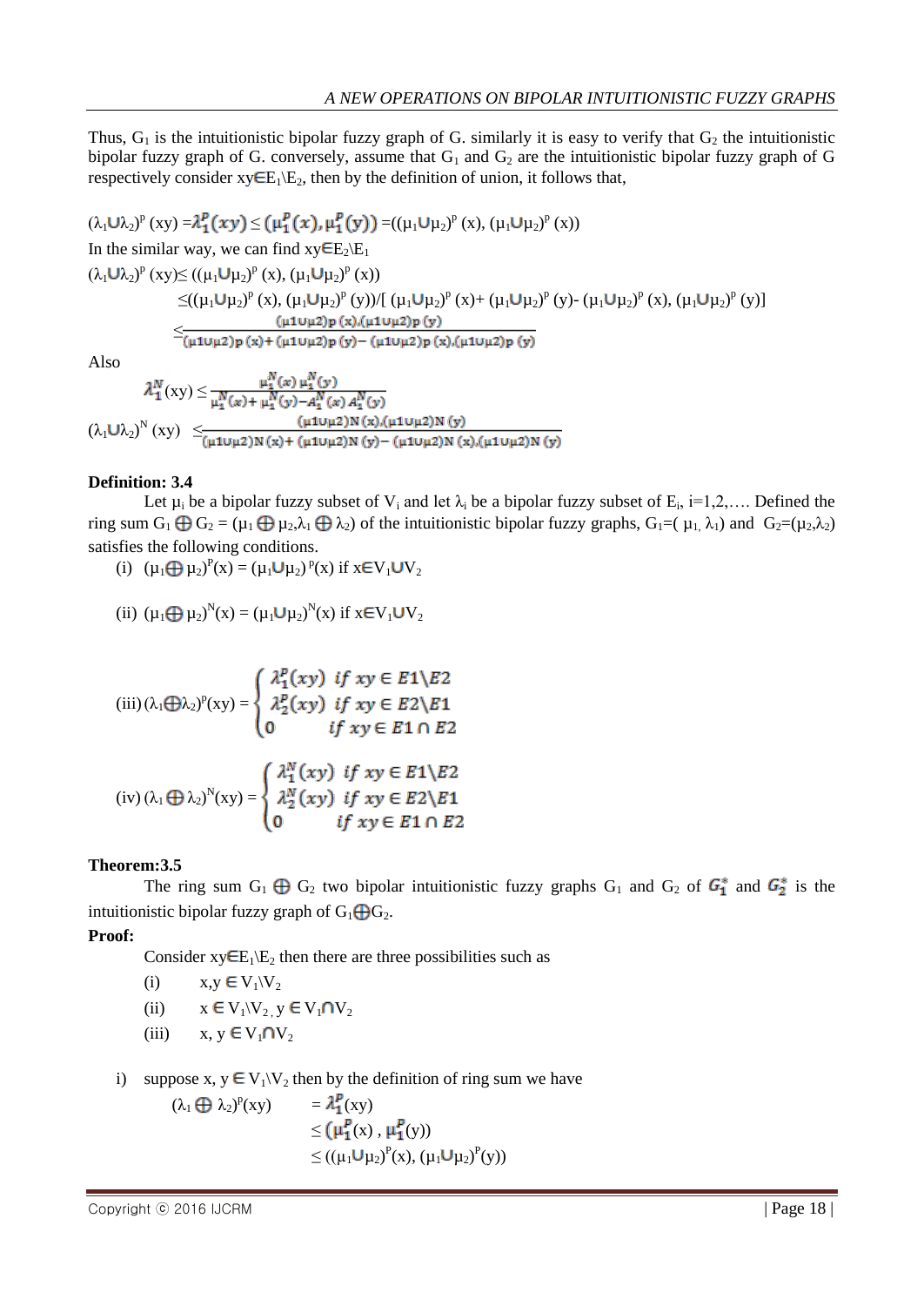Thus, $G_1$ is the intuitionistic bipolar fuzzy graph of G. similarly it is easy to verify that $G_2$ the intuitionistic bipolar fuzzy graph of G. conversely, assume that $G_1$ and $G_2$ are the intuitionistic bipolar fuzzy graph of G respectively consider $xy \in E_1 \backslash E_2$, then by the definition of union, it follows that,

$(\lambda_1 \cup \lambda_2)^p (xy) = \lambda_1^P(xy) \leq (\mu_1^P(x), \mu_1^P(y)) = ((\mu_1 \cup \mu_2)^p (x), (\mu_1 \cup \mu_2)^p (x))$

In the similar way, we can find $xy \in E_2 \backslash E_1$

$(\lambda_1 \cup \lambda_2)^p (xy) \leq ((\mu_1 \cup \mu_2)^p (x), (\mu_1 \cup \mu_2)^p (x))$

$$\leq ((\mu_1 \cup \mu_2)^p (x), (\mu_1 \cup \mu_2)^p (y)) / [(\mu_1 \cup \mu_2)^p (x) + (\mu_1 \cup \mu_2)^p (y) - (\mu_1 \cup \mu_2)^p (x), (\mu_1 \cup \mu_2)^p (y)]$$

$$\leq \frac{(\mu_1 \cup \mu_2)p\,(x).(\mu_1 \cup \mu_2)p\,(y)}{(\mu_1 \cup \mu_2)p\,(x) + (\mu_1 \cup \mu_2)p\,(y) - (\mu_1 \cup \mu_2)p\,(x).(\mu_1 \cup \mu_2)p\,(y)}$$

Also

$$\lambda_1^N(xy) \leq \frac{\mu_1^N(x)\,\mu_1^N(y)}{\mu_1^N(x) + \mu_1^N(y) - A_1^N(x)\,A_1^N(y)}$$

$$(\lambda_1 \cup \lambda_2)^N (xy) \leq \frac{(\mu_1 \cup \mu_2)N\,(x).(\mu_1 \cup \mu_2)N\,(y)}{(\mu_1 \cup \mu_2)N\,(x) + (\mu_1 \cup \mu_2)N\,(y) - (\mu_1 \cup \mu_2)N\,(x).(\mu_1 \cup \mu_2)N\,(y)}$$

**Definition: 3.4**

Let $\mu_i$ be a bipolar fuzzy subset of $V_i$ and let $\lambda_i$ be a bipolar fuzzy subset of $E_i$, i=1,2,…. Defined the ring sum $G_1 \oplus G_2 = (\mu_1 \oplus \mu_2, \lambda_1 \oplus \lambda_2)$ of the intuitionistic bipolar fuzzy graphs, $G_1 = (\mu_1, \lambda_1)$ and $G_2 = (\mu_2, \lambda_2)$ satisfies the following conditions.

(i) $(\mu_1 \oplus \mu_2)^P(x) = (\mu_1 \cup \mu_2)^p(x)$ if $x \in V_1 \cup V_2$

(ii) $(\mu_1 \oplus \mu_2)^N(x) = (\mu_1 \cup \mu_2)^N(x)$ if $x \in V_1 \cup V_2$

(iii) $$(\lambda_1 \oplus \lambda_2)^P(xy) = \begin{cases} \lambda_1^P(xy) & \text{if } xy \in E1 \backslash E2 \\ \lambda_2^P(xy) & \text{if } xy \in E2 \backslash E1 \\ 0 & \text{if } xy \in E1 \cap E2 \end{cases}$$

(iv) $$(\lambda_1 \oplus \lambda_2)^N(xy) = \begin{cases} \lambda_1^N(xy) & \text{if } xy \in E1 \backslash E2 \\ \lambda_2^N(xy) & \text{if } xy \in E2 \backslash E1 \\ 0 & \text{if } xy \in E1 \cap E2 \end{cases}$$

**Theorem:3.5**

The ring sum $G_1 \oplus G_2$ two bipolar intuitionistic fuzzy graphs $G_1$ and $G_2$ of $G_1^*$ and $G_2^*$ is the intuitionistic bipolar fuzzy graph of $G_1 \oplus G_2$.

**Proof:**

Consider $xy \in E_1 \backslash E_2$ then there are three possibilities such as

(i) $x, y \in V_1 \backslash V_2$

(ii) $x \in V_1 \backslash V_2$, $y \in V_1 \cap V_2$

(iii) $x, y \in V_1 \cap V_2$

i) suppose $x, y \in V_1 \backslash V_2$ then by the definition of ring sum we have

$$\begin{aligned} (\lambda_1 \oplus \lambda_2)^p(xy) &= \lambda_1^P(xy) \\ &\leq (\mu_1^P(x), \mu_1^P(y)) \\ &\leq ((\mu_1 \cup \mu_2)^P(x), (\mu_1 \cup \mu_2)^P(y)) \end{aligned}$$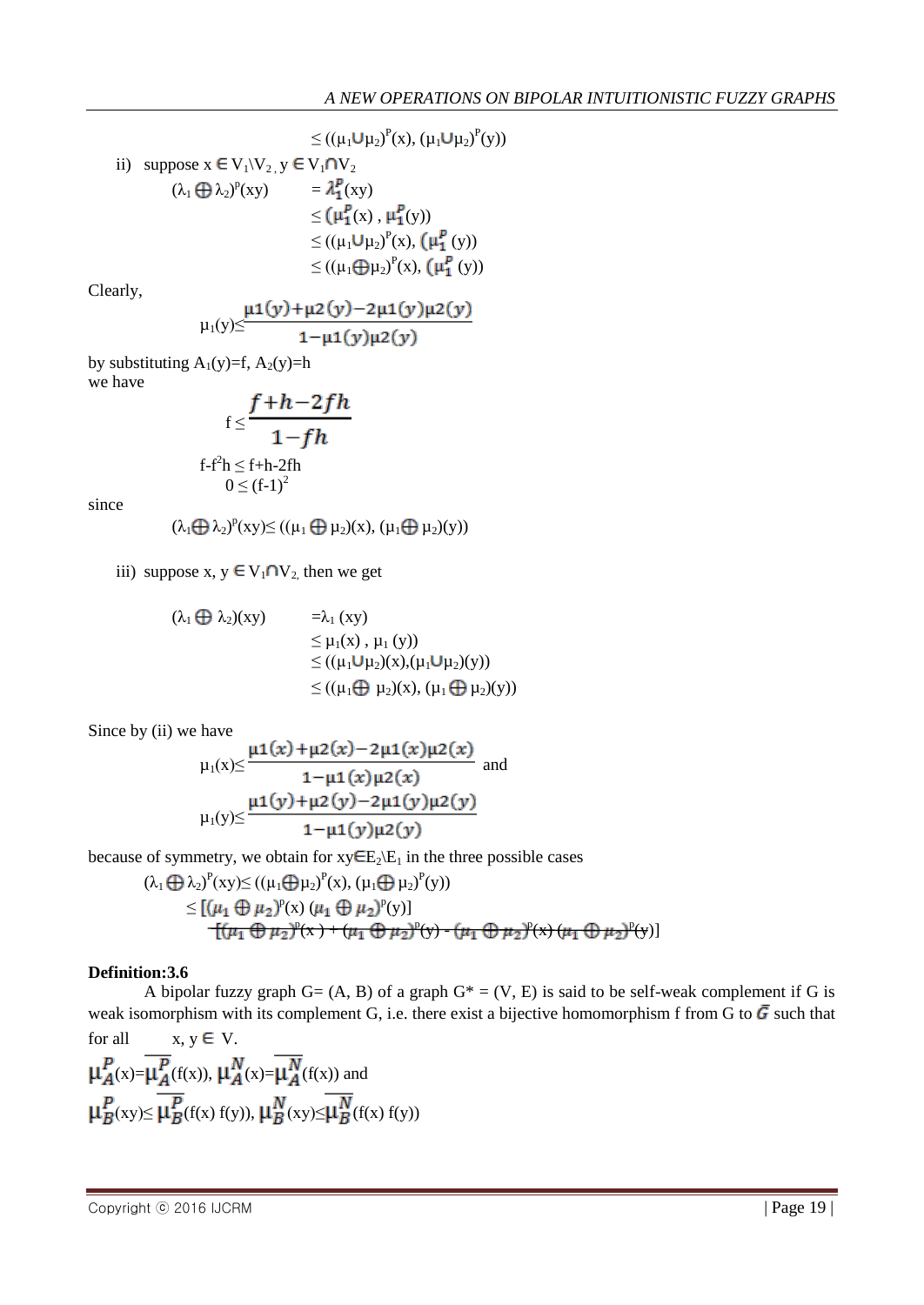$\leq ((\mu_1 \cup \mu_2)^P(x), (\mu_1 \cup \mu_2)^P(y))$

ii) suppose $x \in V_1 \setminus V_2$, $y \in V_1 \cap V_2$

$$
\begin{aligned}
(\lambda_1 \oplus \lambda_2)^P(xy) &= \lambda_1^P(xy) \\
&\leq (\mu_1^P(x), \mu_1^P(y)) \\
&\leq ((\mu_1 \cup \mu_2)^P(x), (\mu_1^P(y)) \\
&\leq ((\mu_1 \oplus \mu_2)^P(x), (\mu_1^P(y))
\end{aligned}
$$

Clearly,

$$\mu_1(y) \leq \frac{\mu 1(y) + \mu 2(y) - 2\mu 1(y)\mu 2(y)}{1 - \mu 1(y)\mu 2(y)}$$

by substituting $A_1(y)=f$, $A_2(y)=h$
we have

$$f \leq \frac{f+h-2fh}{1-fh}$$

$$f - f^2 h \leq f + h - 2fh$$

$$0 \leq (f-1)^2$$

since

$$(\lambda_1 \oplus \lambda_2)^P(xy) \leq ((\mu_1 \oplus \mu_2)(x), (\mu_1 \oplus \mu_2)(y))$$

iii) suppose $x, y \in V_1 \cap V_2$, then we get

$$
\begin{aligned}
(\lambda_1 \oplus \lambda_2)(xy) &= \lambda_1(xy) \\
&\leq \mu_1(x), \mu_1(y)) \\
&\leq ((\mu_1 \cup \mu_2)(x), (\mu_1 \cup \mu_2)(y)) \\
&\leq ((\mu_1 \oplus \mu_2)(x), (\mu_1 \oplus \mu_2)(y))
\end{aligned}
$$

Since by (ii) we have

$$\mu_1(x) \leq \frac{\mu 1(x) + \mu 2(x) - 2\mu 1(x)\mu 2(x)}{1 - \mu 1(x)\mu 2(x)} \text{ and}$$

$$\mu_1(y) \leq \frac{\mu 1(y) + \mu 2(y) - 2\mu 1(y)\mu 2(y)}{1 - \mu 1(y)\mu 2(y)}$$

because of symmetry, we obtain for $xy \in E_2 \setminus E_1$ in the three possible cases

$$
\begin{aligned}
(\lambda_1 \oplus \lambda_2)^P(xy) &\leq ((\mu_1 \oplus \mu_2)^P(x), (\mu_1 \oplus \mu_2)^P(y)) \\
&\leq [(\mu_1 \oplus \mu_2)^P(x)\,(\mu_1 \oplus \mu_2)^P(y)]
\end{aligned}
$$

~~$[(\mu_1 \oplus \mu_2)^P(x) + (\mu_1 \oplus \mu_2)^P(y) - (\mu_1 \oplus \mu_2)^P(x)\,(\mu_1 \oplus \mu_2)^P(y)]$~~

**Definition:3.6**

A bipolar fuzzy graph $G=(A, B)$ of a graph $G^* = (V, E)$ is said to be self-weak complement if G is weak isomorphism with its complement G, i.e. there exist a bijective homomorphism f from G to $\bar{G}$ such that for all $x, y \in V$.

$\mu_A^P(x) = \overline{\mu_A^P}(f(x))$, $\mu_A^N(x) = \overline{\mu_A^N}(f(x))$ and

$\mu_B^P(xy) \leq \overline{\mu_B^P}(f(x)\,f(y))$, $\mu_B^N(xy) \leq \overline{\mu_B^N}(f(x)\,f(y))$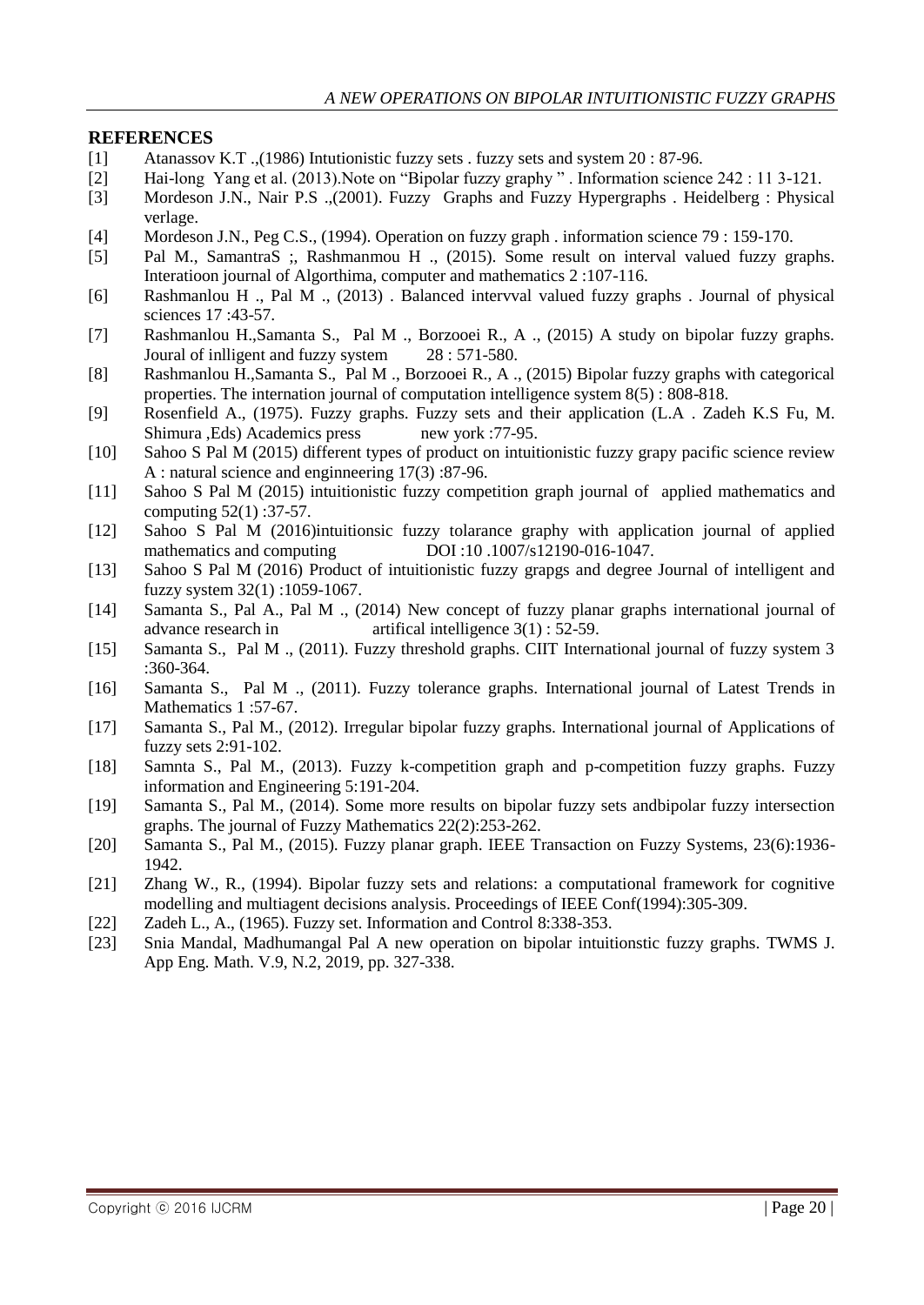## REFERENCES

[1] Atanassov K.T .,(1986) Intutionistic fuzzy sets . fuzzy sets and system 20 : 87-96.

[2] Hai-long Yang et al. (2013).Note on "Bipolar fuzzy graphy " . Information science 242 : 11 3-121.

[3] Mordeson J.N., Nair P.S .,(2001). Fuzzy Graphs and Fuzzy Hypergraphs . Heidelberg : Physical verlage.

[4] Mordeson J.N., Peg C.S., (1994). Operation on fuzzy graph . information science 79 : 159-170.

[5] Pal M., SamantraS ;, Rashmanmou H ., (2015). Some result on interval valued fuzzy graphs. Interatioon journal of Algorthima, computer and mathematics 2 :107-116.

[6] Rashmanlou H ., Pal M ., (2013) . Balanced intervval valued fuzzy graphs . Journal of physical sciences 17 :43-57.

[7] Rashmanlou H.,Samanta S., Pal M ., Borzooei R., A ., (2015) A study on bipolar fuzzy graphs. Joural of inlligent and fuzzy system 28 : 571-580.

[8] Rashmanlou H.,Samanta S., Pal M ., Borzooei R., A ., (2015) Bipolar fuzzy graphs with categorical properties. The internation journal of computation intelligence system 8(5) : 808-818.

[9] Rosenfield A., (1975). Fuzzy graphs. Fuzzy sets and their application (L.A . Zadeh K.S Fu, M. Shimura ,Eds) Academics press new york :77-95.

[10] Sahoo S Pal M (2015) different types of product on intuitionistic fuzzy grapy pacific science review A : natural science and enginneering 17(3) :87-96.

[11] Sahoo S Pal M (2015) intuitionistic fuzzy competition graph journal of applied mathematics and computing 52(1) :37-57.

[12] Sahoo S Pal M (2016)intuitionsic fuzzy tolarance graphy with application journal of applied mathematics and computing DOI :10 .1007/s12190-016-1047.

[13] Sahoo S Pal M (2016) Product of intuitionistic fuzzy grapgs and degree Journal of intelligent and fuzzy system 32(1) :1059-1067.

[14] Samanta S., Pal A., Pal M ., (2014) New concept of fuzzy planar graphs international journal of advance research in artifical intelligence 3(1) : 52-59.

[15] Samanta S., Pal M ., (2011). Fuzzy threshold graphs. CIIT International journal of fuzzy system 3 :360-364.

[16] Samanta S., Pal M ., (2011). Fuzzy tolerance graphs. International journal of Latest Trends in Mathematics 1 :57-67.

[17] Samanta S., Pal M., (2012). Irregular bipolar fuzzy graphs. International journal of Applications of fuzzy sets 2:91-102.

[18] Samnta S., Pal M., (2013). Fuzzy k-competition graph and p-competition fuzzy graphs. Fuzzy information and Engineering 5:191-204.

[19] Samanta S., Pal M., (2014). Some more results on bipolar fuzzy sets andbipolar fuzzy intersection graphs. The journal of Fuzzy Mathematics 22(2):253-262.

[20] Samanta S., Pal M., (2015). Fuzzy planar graph. IEEE Transaction on Fuzzy Systems, 23(6):1936-1942.

[21] Zhang W., R., (1994). Bipolar fuzzy sets and relations: a computational framework for cognitive modelling and multiagent decisions analysis. Proceedings of IEEE Conf(1994):305-309.

[22] Zadeh L., A., (1965). Fuzzy set. Information and Control 8:338-353.

[23] Snia Mandal, Madhumangal Pal A new operation on bipolar intuitionstic fuzzy graphs. TWMS J. App Eng. Math. V.9, N.2, 2019, pp. 327-338.